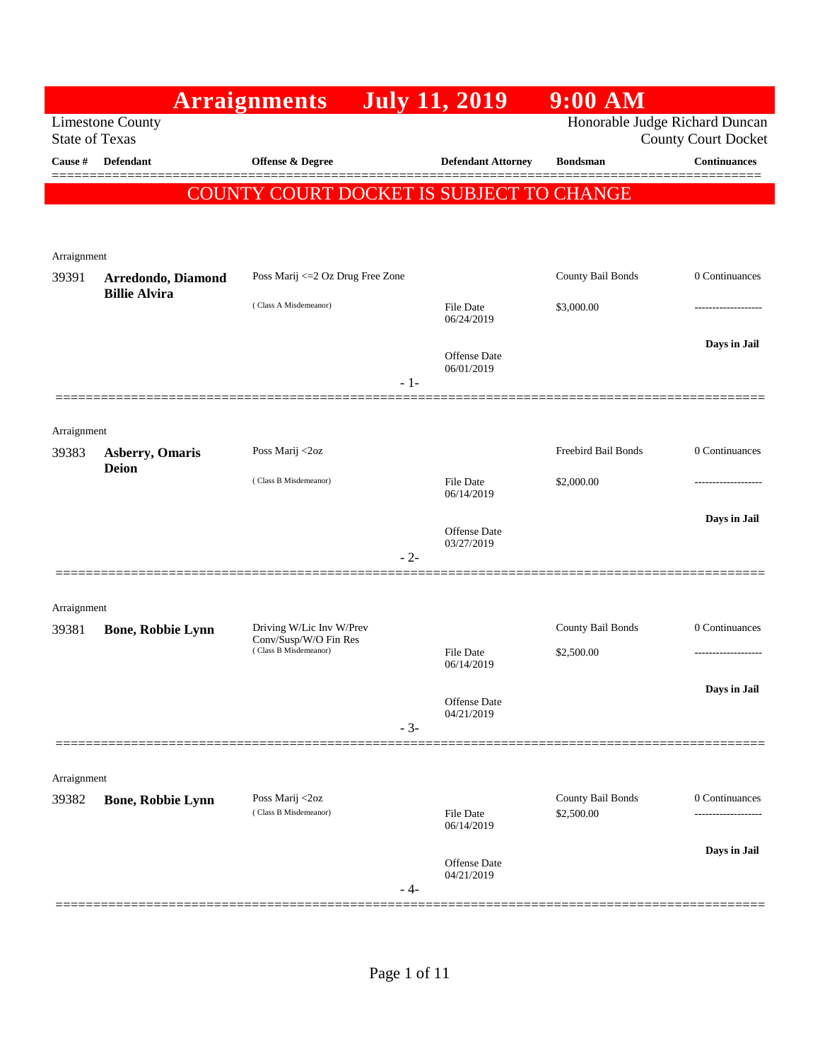# Arraignments July 11, 2019 9:00 AM

Limestone County
State of Texas

Honorable Judge Richard Duncan
County Court Docket

**COUNTY COURT DOCKET IS SUBJECT TO CHANGE**

| Cause # | Defendant | Offense & Degree | Defendant Attorney | Bondsman | Continuances |
|---|---|---|---|---|---|
| Arraignment | | | | | |
| 39391 | **Arredondo, Diamond Billie Alvira** | Poss Marij <=2 Oz Drug Free Zone (Class A Misdemeanor) | File Date 06/24/2019; Offense Date 06/01/2019 | County Bail Bonds $3,000.00 | 0 Continuances; ------------------- **Days in Jail** |
| Arraignment | | | | | |
| 39383 | **Asberry, Omaris Deion** | Poss Marij <2oz (Class B Misdemeanor) | File Date 06/14/2019; Offense Date 03/27/2019 | Freebird Bail Bonds $2,000.00 | 0 Continuances; ------------------- **Days in Jail** |
| Arraignment | | | | | |
| 39381 | **Bone, Robbie Lynn** | Driving W/Lic Inv W/Prev Conv/Susp/W/O Fin Res (Class B Misdemeanor) | File Date 06/14/2019; Offense Date 04/21/2019 | County Bail Bonds $2,500.00 | 0 Continuances; ------------------- **Days in Jail** |
| Arraignment | | | | | |
| 39382 | **Bone, Robbie Lynn** | Poss Marij <2oz (Class B Misdemeanor) | File Date 06/14/2019; Offense Date 04/21/2019 | County Bail Bonds $2,500.00 | 0 Continuances; ------------------- **Days in Jail** |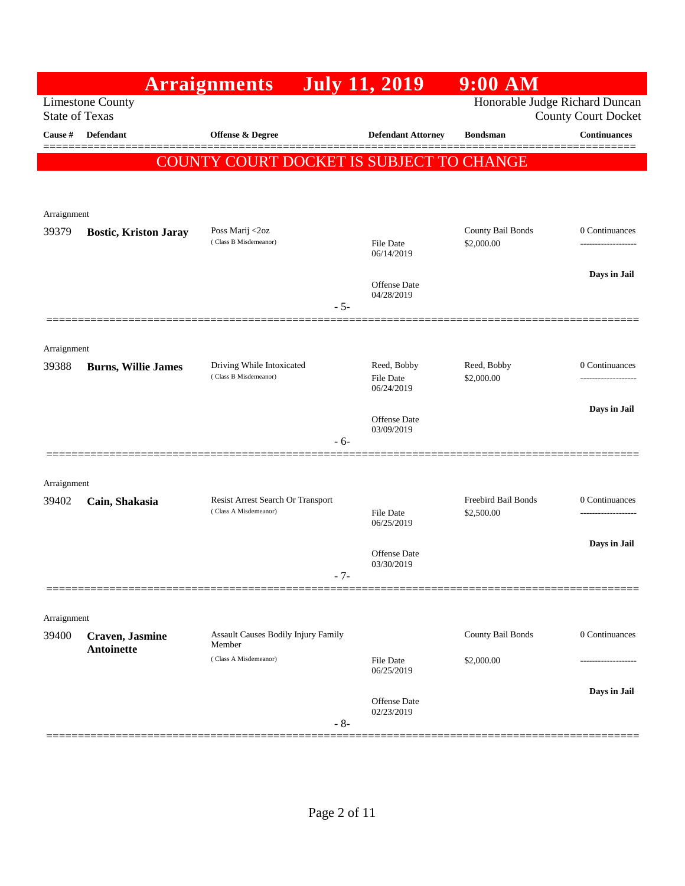# Arraignments July 11, 2019 9:00 AM

Limestone County
State of Texas

Honorable Judge Richard Duncan
County Court Docket

**COUNTY COURT DOCKET IS SUBJECT TO CHANGE**

| Cause # | Defendant | Offense & Degree | Defendant Attorney | Bondsman | Continuances |
|---|---|---|---|---|---|
| Arraignment | | | | | |
| 39379 | **Bostic, Kriston Jaray** | Poss Marij <2oz (Class B Misdemeanor) | File Date 06/14/2019<br>Offense Date 04/28/2019 | County Bail Bonds<br>$2,000.00 | 0 Continuances<br>**Days in Jail** |
| | | - 5- | | | |
| Arraignment | | | | | |
| 39388 | **Burns, Willie James** | Driving While Intoxicated (Class B Misdemeanor) | Reed, Bobby<br>File Date 06/24/2019<br>Offense Date 03/09/2019 | Reed, Bobby<br>$2,000.00 | 0 Continuances<br>**Days in Jail** |
| | | - 6- | | | |
| Arraignment | | | | | |
| 39402 | **Cain, Shakasia** | Resist Arrest Search Or Transport (Class A Misdemeanor) | File Date 06/25/2019<br>Offense Date 03/30/2019 | Freebird Bail Bonds<br>$2,500.00 | 0 Continuances<br>**Days in Jail** |
| | | - 7- | | | |
| Arraignment | | | | | |
| 39400 | **Craven, Jasmine Antoinette** | Assault Causes Bodily Injury Family Member (Class A Misdemeanor) | File Date 06/25/2019<br>Offense Date 02/23/2019 | County Bail Bonds<br>$2,000.00 | 0 Continuances<br>**Days in Jail** |
| | | - 8- | | | |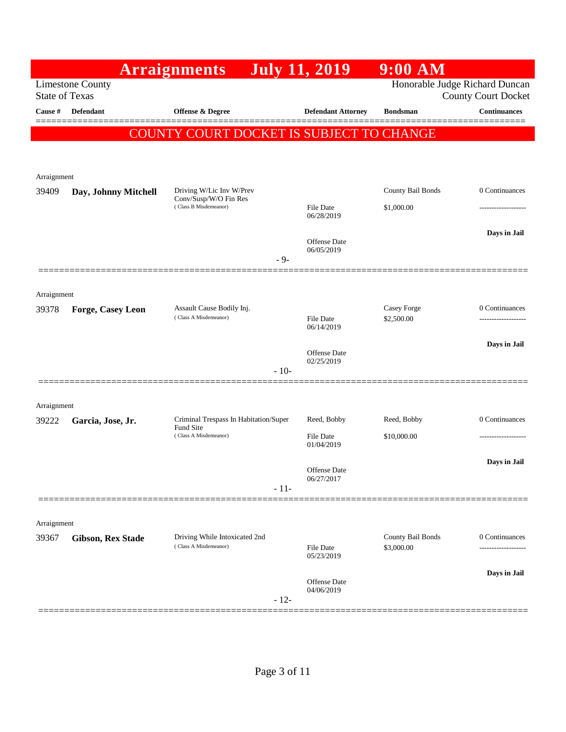# Arraignments July 11, 2019 9:00 AM

Limestone County
State of Texas

Honorable Judge Richard Duncan
County Court Docket

| Cause # | Defendant | Offense & Degree | Defendant Attorney | Bondsman | Continuances |
|---|---|---|---|---|---|

**COUNTY COURT DOCKET IS SUBJECT TO CHANGE**

Arraignment

| Cause # | Defendant | Offense & Degree | Defendant Attorney | Bondsman | Continuances |
|---|---|---|---|---|---|
| 39409 | **Day, Johnny Mitchell** | Driving W/Lic Inv W/Prev Conv/Susp/W/O Fin Res (Class B Misdemeanor) | File Date 06/28/2019<br>Offense Date 06/05/2019 | County Bail Bonds<br>$1,000.00 | 0 Continuances<br>-------------------<br>**Days in Jail** |

- 9-

Arraignment

| Cause # | Defendant | Offense & Degree | Defendant Attorney | Bondsman | Continuances |
|---|---|---|---|---|---|
| 39378 | **Forge, Casey Leon** | Assault Cause Bodily Inj. (Class A Misdemeanor) | File Date 06/14/2019<br>Offense Date 02/25/2019 | Casey Forge<br>$2,500.00 | 0 Continuances<br>-------------------<br>**Days in Jail** |

- 10-

Arraignment

| Cause # | Defendant | Offense & Degree | Defendant Attorney | Bondsman | Continuances |
|---|---|---|---|---|---|
| 39222 | **Garcia, Jose, Jr.** | Criminal Trespass In Habitation/Super Fund Site (Class A Misdemeanor) | Reed, Bobby<br>File Date 01/04/2019<br>Offense Date 06/27/2017 | Reed, Bobby<br>$10,000.00 | 0 Continuances<br>-------------------<br>**Days in Jail** |

- 11-

Arraignment

| Cause # | Defendant | Offense & Degree | Defendant Attorney | Bondsman | Continuances |
|---|---|---|---|---|---|
| 39367 | **Gibson, Rex Stade** | Driving While Intoxicated 2nd (Class A Misdemeanor) | File Date 05/23/2019<br>Offense Date 04/06/2019 | County Bail Bonds<br>$3,000.00 | 0 Continuances<br>-------------------<br>**Days in Jail** |

- 12-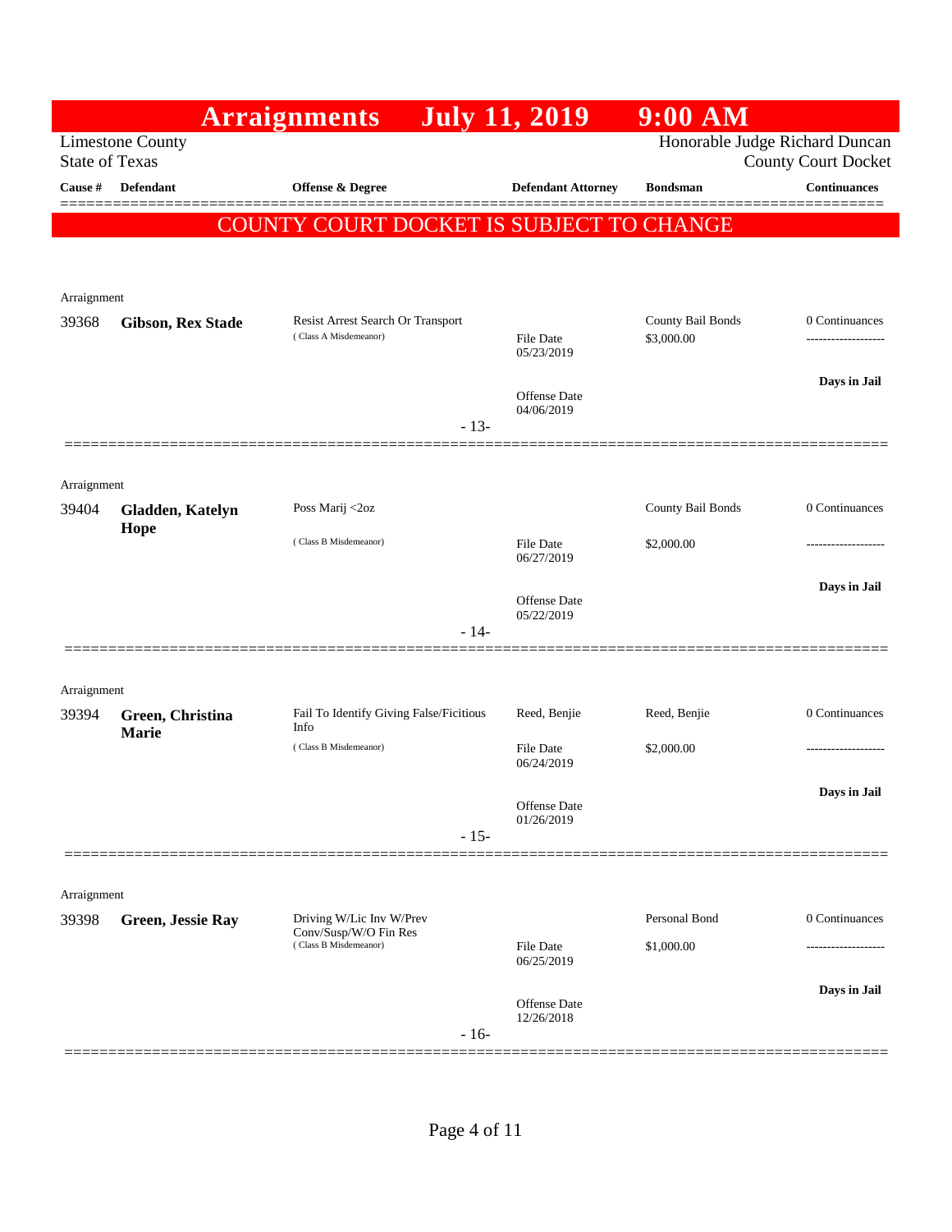# Arraignments July 11, 2019 9:00 AM

Limestone County
State of Texas

Honorable Judge Richard Duncan
County Court Docket

**COUNTY COURT DOCKET IS SUBJECT TO CHANGE**

| Cause # | Defendant | Offense & Degree | Defendant Attorney | Bondsman | Continuances |
|---|---|---|---|---|---|
| Arraignment | | | | | |
| 39368 | **Gibson, Rex Stade** | Resist Arrest Search Or Transport (Class A Misdemeanor) | File Date 05/23/2019; Offense Date 04/06/2019 | County Bail Bonds $3,000.00 | 0 Continuances; **Days in Jail** |
| | | | - 13- | | |
| Arraignment | | | | | |
| 39404 | **Gladden, Katelyn Hope** | Poss Marij <2oz (Class B Misdemeanor) | File Date 06/27/2019; Offense Date 05/22/2019 | County Bail Bonds $2,000.00 | 0 Continuances; **Days in Jail** |
| | | | - 14- | | |
| Arraignment | | | | | |
| 39394 | **Green, Christina Marie** | Fail To Identify Giving False/Ficitious Info (Class B Misdemeanor) | Reed, Benjie; File Date 06/24/2019; Offense Date 01/26/2019 | Reed, Benjie $2,000.00 | 0 Continuances; **Days in Jail** |
| | | | - 15- | | |
| Arraignment | | | | | |
| 39398 | **Green, Jessie Ray** | Driving W/Lic Inv W/Prev Conv/Susp/W/O Fin Res (Class B Misdemeanor) | File Date 06/25/2019; Offense Date 12/26/2018 | Personal Bond $1,000.00 | 0 Continuances; **Days in Jail** |
| | | | - 16- | | |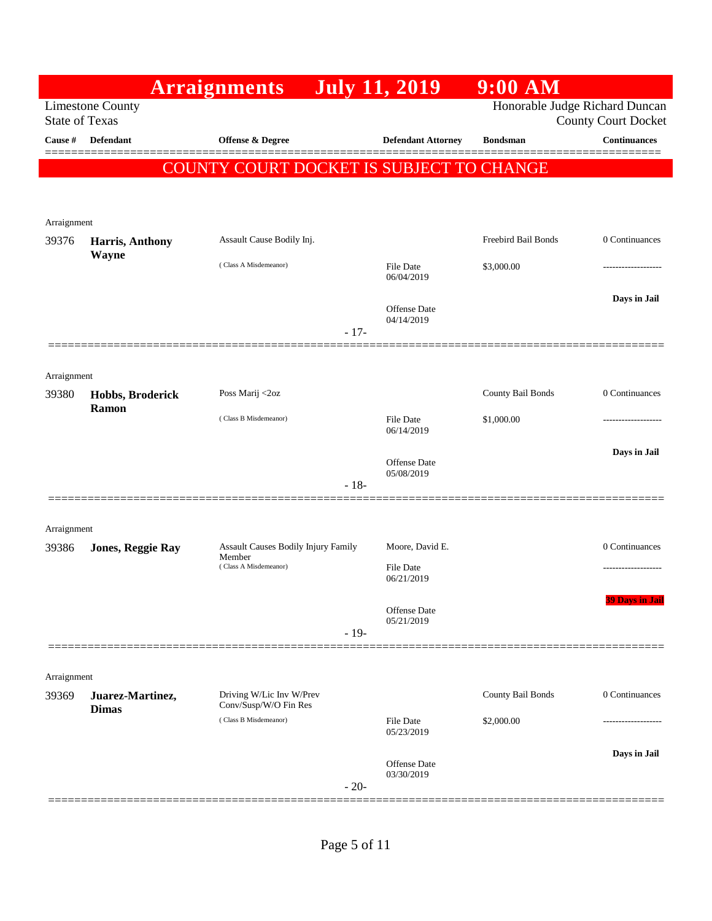# Arraignments July 11, 2019 9:00 AM

Limestone County
State of Texas

Honorable Judge Richard Duncan
County Court Docket

| Cause # | Defendant | Offense & Degree | Defendant Attorney | Bondsman | Continuances |
|---|---|---|---|---|---|

## COUNTY COURT DOCKET IS SUBJECT TO CHANGE

Arraignment

| Cause # | Defendant | Offense & Degree | Defendant Attorney | Bondsman | Continuances |
|---|---|---|---|---|---|
| 39376 | **Harris, Anthony Wayne** | Assault Cause Bodily Inj. (Class A Misdemeanor) | File Date 06/04/2019<br>Offense Date 04/14/2019 | Freebird Bail Bonds<br>$3,000.00 | 0 Continuances<br>-------------------<br>**Days in Jail** |

- 17-

Arraignment

| Cause # | Defendant | Offense & Degree | Defendant Attorney | Bondsman | Continuances |
|---|---|---|---|---|---|
| 39380 | **Hobbs, Broderick Ramon** | Poss Marij <2oz (Class B Misdemeanor) | File Date 06/14/2019<br>Offense Date 05/08/2019 | County Bail Bonds<br>$1,000.00 | 0 Continuances<br>-------------------<br>**Days in Jail** |

- 18-

Arraignment

| Cause # | Defendant | Offense & Degree | Defendant Attorney | Bondsman | Continuances |
|---|---|---|---|---|---|
| 39386 | **Jones, Reggie Ray** | Assault Causes Bodily Injury Family Member (Class A Misdemeanor) | Moore, David E.<br>File Date 06/21/2019<br>Offense Date 05/21/2019 | | 0 Continuances<br>-------------------<br>**39 Days in Jail** |

- 19-

Arraignment

| Cause # | Defendant | Offense & Degree | Defendant Attorney | Bondsman | Continuances |
|---|---|---|---|---|---|
| 39369 | **Juarez-Martinez, Dimas** | Driving W/Lic Inv W/Prev Conv/Susp/W/O Fin Res (Class B Misdemeanor) | File Date 05/23/2019<br>Offense Date 03/30/2019 | County Bail Bonds<br>$2,000.00 | 0 Continuances<br>-------------------<br>**Days in Jail** |

- 20-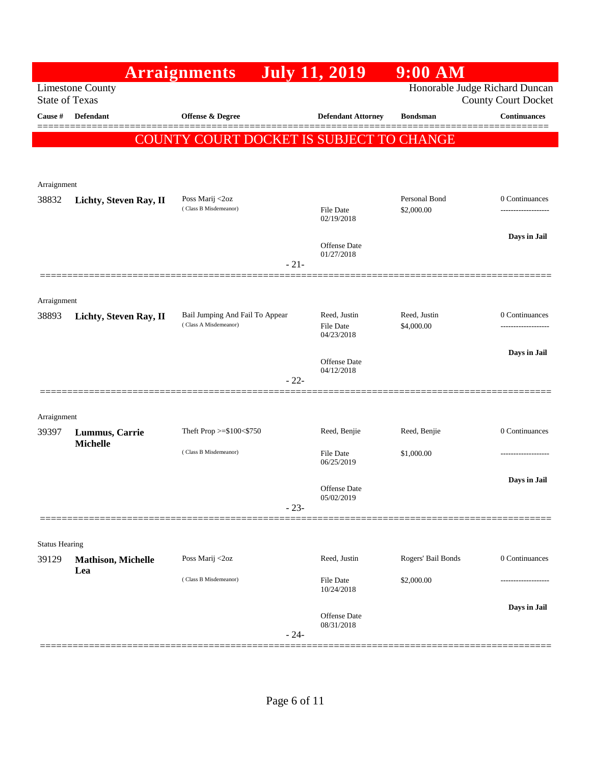# Arraignments July 11, 2019 9:00 AM

Limestone County
State of Texas

Honorable Judge Richard Duncan
County Court Docket

**COUNTY COURT DOCKET IS SUBJECT TO CHANGE**

| Cause # | Defendant | Offense & Degree | Defendant Attorney | Bondsman | Continuances |
|---|---|---|---|---|---|
| Arraignment | | | | | |
| 38832 | **Lichty, Steven Ray, II** | Poss Marij <2oz (Class B Misdemeanor) | File Date 02/19/2018; Offense Date 01/27/2018 | Personal Bond $2,000.00 | 0 Continuances; **Days in Jail** |
| | | - 21- | | | |
| Arraignment | | | | | |
| 38893 | **Lichty, Steven Ray, II** | Bail Jumping And Fail To Appear (Class A Misdemeanor) | Reed, Justin; File Date 04/23/2018; Offense Date 04/12/2018 | Reed, Justin $4,000.00 | 0 Continuances; **Days in Jail** |
| | | - 22- | | | |
| Arraignment | | | | | |
| 39397 | **Lummus, Carrie Michelle** | Theft Prop >=$100<$750 (Class B Misdemeanor) | Reed, Benjie; File Date 06/25/2019; Offense Date 05/02/2019 | Reed, Benjie $1,000.00 | 0 Continuances; **Days in Jail** |
| | | - 23- | | | |
| Status Hearing | | | | | |
| 39129 | **Mathison, Michelle Lea** | Poss Marij <2oz (Class B Misdemeanor) | Reed, Justin; File Date 10/24/2018; Offense Date 08/31/2018 | Rogers' Bail Bonds $2,000.00 | 0 Continuances; **Days in Jail** |
| | | - 24- | | | |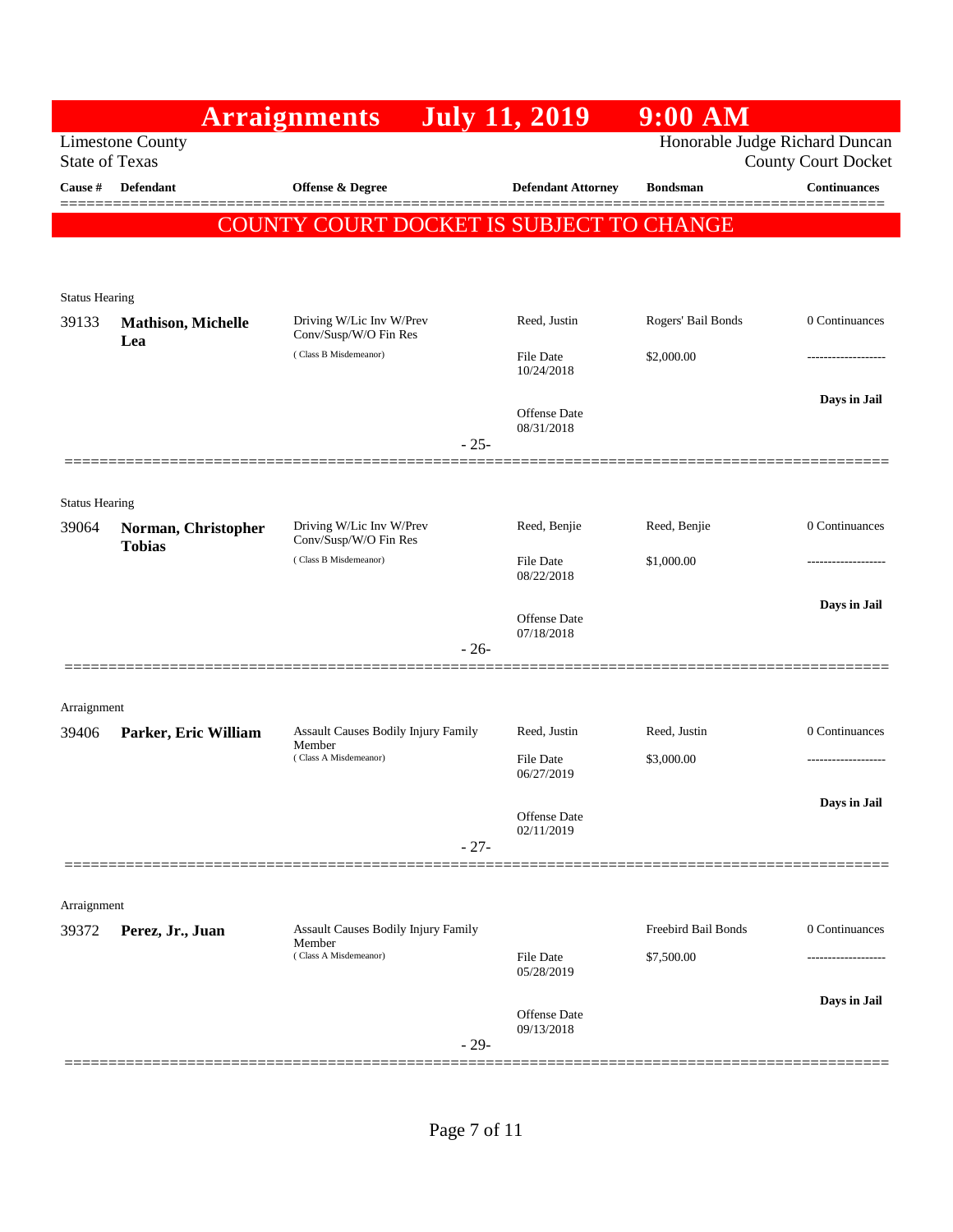# Arraignments July 11, 2019 9:00 AM

Limestone County
State of Texas

Honorable Judge Richard Duncan
County Court Docket

**COUNTY COURT DOCKET IS SUBJECT TO CHANGE**

| Cause # | Defendant | Offense & Degree | Defendant Attorney | Bondsman | Continuances |
|---|---|---|---|---|---|
| **Status Hearing** | | | | | |
| 39133 | **Mathison, Michelle Lea** | Driving W/Lic Inv W/Prev Conv/Susp/W/O Fin Res (Class B Misdemeanor) | Reed, Justin<br>File Date 10/24/2018<br>Offense Date 08/31/2018 | Rogers' Bail Bonds<br>$2,000.00 | 0 Continuances<br>-------------------<br>**Days in Jail** |
| | | - 25- | | | |
| **Status Hearing** | | | | | |
| 39064 | **Norman, Christopher Tobias** | Driving W/Lic Inv W/Prev Conv/Susp/W/O Fin Res (Class B Misdemeanor) | Reed, Benjie<br>File Date 08/22/2018<br>Offense Date 07/18/2018 | Reed, Benjie<br>$1,000.00 | 0 Continuances<br>-------------------<br>**Days in Jail** |
| | | - 26- | | | |
| **Arraignment** | | | | | |
| 39406 | **Parker, Eric William** | Assault Causes Bodily Injury Family Member (Class A Misdemeanor) | Reed, Justin<br>File Date 06/27/2019<br>Offense Date 02/11/2019 | Reed, Justin<br>$3,000.00 | 0 Continuances<br>-------------------<br>**Days in Jail** |
| | | - 27- | | | |
| **Arraignment** | | | | | |
| 39372 | **Perez, Jr., Juan** | Assault Causes Bodily Injury Family Member (Class A Misdemeanor) | File Date 05/28/2019<br>Offense Date 09/13/2018 | Freebird Bail Bonds<br>$7,500.00 | 0 Continuances<br>-------------------<br>**Days in Jail** |
| | | - 29- | | | |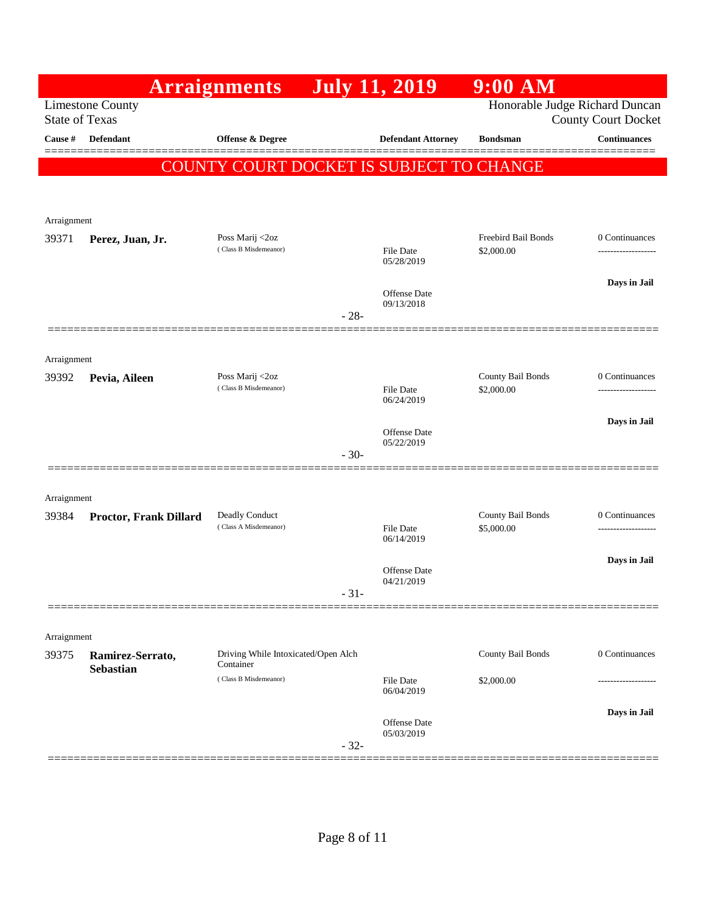# Arraignments July 11, 2019 9:00 AM

Limestone County
State of Texas

Honorable Judge Richard Duncan
County Court Docket

**COUNTY COURT DOCKET IS SUBJECT TO CHANGE**

| Cause # | Defendant | Offense & Degree | Defendant Attorney | Bondsman | Continuances |
|---|---|---|---|---|---|
| Arraignment | | | | | |
| 39371 | **Perez, Juan, Jr.** | Poss Marij <2oz (Class B Misdemeanor) | File Date 05/28/2019; Offense Date 09/13/2018 | Freebird Bail Bonds $2,000.00 | 0 Continuances; **Days in Jail** |
| | | | -28- | | |
| Arraignment | | | | | |
| 39392 | **Pevia, Aileen** | Poss Marij <2oz (Class B Misdemeanor) | File Date 06/24/2019; Offense Date 05/22/2019 | County Bail Bonds $2,000.00 | 0 Continuances; **Days in Jail** |
| | | | -30- | | |
| Arraignment | | | | | |
| 39384 | **Proctor, Frank Dillard** | Deadly Conduct (Class A Misdemeanor) | File Date 06/14/2019; Offense Date 04/21/2019 | County Bail Bonds $5,000.00 | 0 Continuances; **Days in Jail** |
| | | | -31- | | |
| Arraignment | | | | | |
| 39375 | **Ramirez-Serrato, Sebastian** | Driving While Intoxicated/Open Alch Container (Class B Misdemeanor) | File Date 06/04/2019; Offense Date 05/03/2019 | County Bail Bonds $2,000.00 | 0 Continuances; **Days in Jail** |
| | | | -32- | | |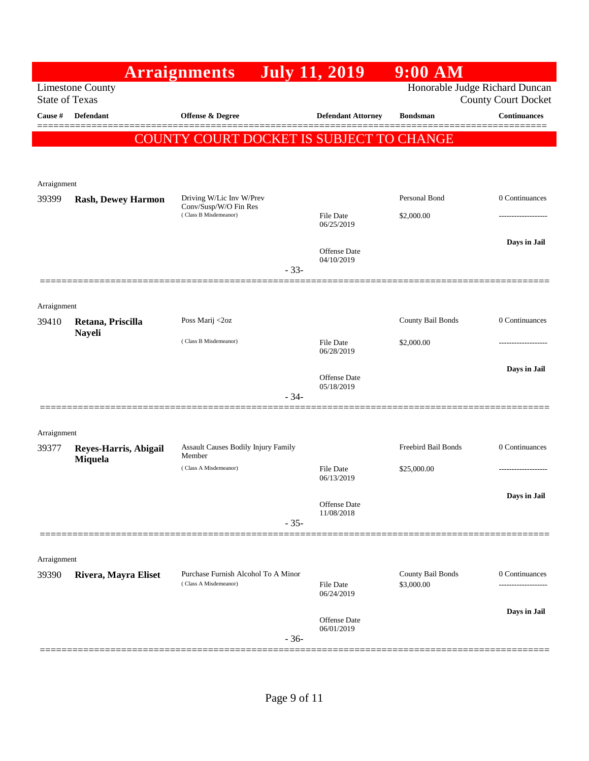# Arraignments July 11, 2019 9:00 AM

Limestone County
State of Texas

Honorable Judge Richard Duncan
County Court Docket

| Cause # | Defendant | Offense & Degree | Defendant Attorney | Bondsman | Continuances |
|---|---|---|---|---|---|

**COUNTY COURT DOCKET IS SUBJECT TO CHANGE**

---

Arraignment

| Cause # | Defendant | Offense & Degree | Defendant Attorney | Bondsman | Continuances |
|---|---|---|---|---|---|
| 39399 | **Rash, Dewey Harmon** | Driving W/Lic Inv W/Prev Conv/Susp/W/O Fin Res (Class B Misdemeanor) | File Date 06/25/2019<br>Offense Date 04/10/2019 | Personal Bond<br>$2,000.00 | 0 Continuances<br>-------------------<br>**Days in Jail** |

- 33-

---

Arraignment

| Cause # | Defendant | Offense & Degree | Defendant Attorney | Bondsman | Continuances |
|---|---|---|---|---|---|
| 39410 | **Retana, Priscilla Nayeli** | Poss Marij <2oz (Class B Misdemeanor) | File Date 06/28/2019<br>Offense Date 05/18/2019 | County Bail Bonds<br>$2,000.00 | 0 Continuances<br>-------------------<br>**Days in Jail** |

- 34-

---

Arraignment

| Cause # | Defendant | Offense & Degree | Defendant Attorney | Bondsman | Continuances |
|---|---|---|---|---|---|
| 39377 | **Reyes-Harris, Abigail Miquela** | Assault Causes Bodily Injury Family Member (Class A Misdemeanor) | File Date 06/13/2019<br>Offense Date 11/08/2018 | Freebird Bail Bonds<br>$25,000.00 | 0 Continuances<br>-------------------<br>**Days in Jail** |

- 35-

---

Arraignment

| Cause # | Defendant | Offense & Degree | Defendant Attorney | Bondsman | Continuances |
|---|---|---|---|---|---|
| 39390 | **Rivera, Mayra Eliset** | Purchase Furnish Alcohol To A Minor (Class A Misdemeanor) | File Date 06/24/2019<br>Offense Date 06/01/2019 | County Bail Bonds<br>$3,000.00 | 0 Continuances<br>-------------------<br>**Days in Jail** |

- 36-

---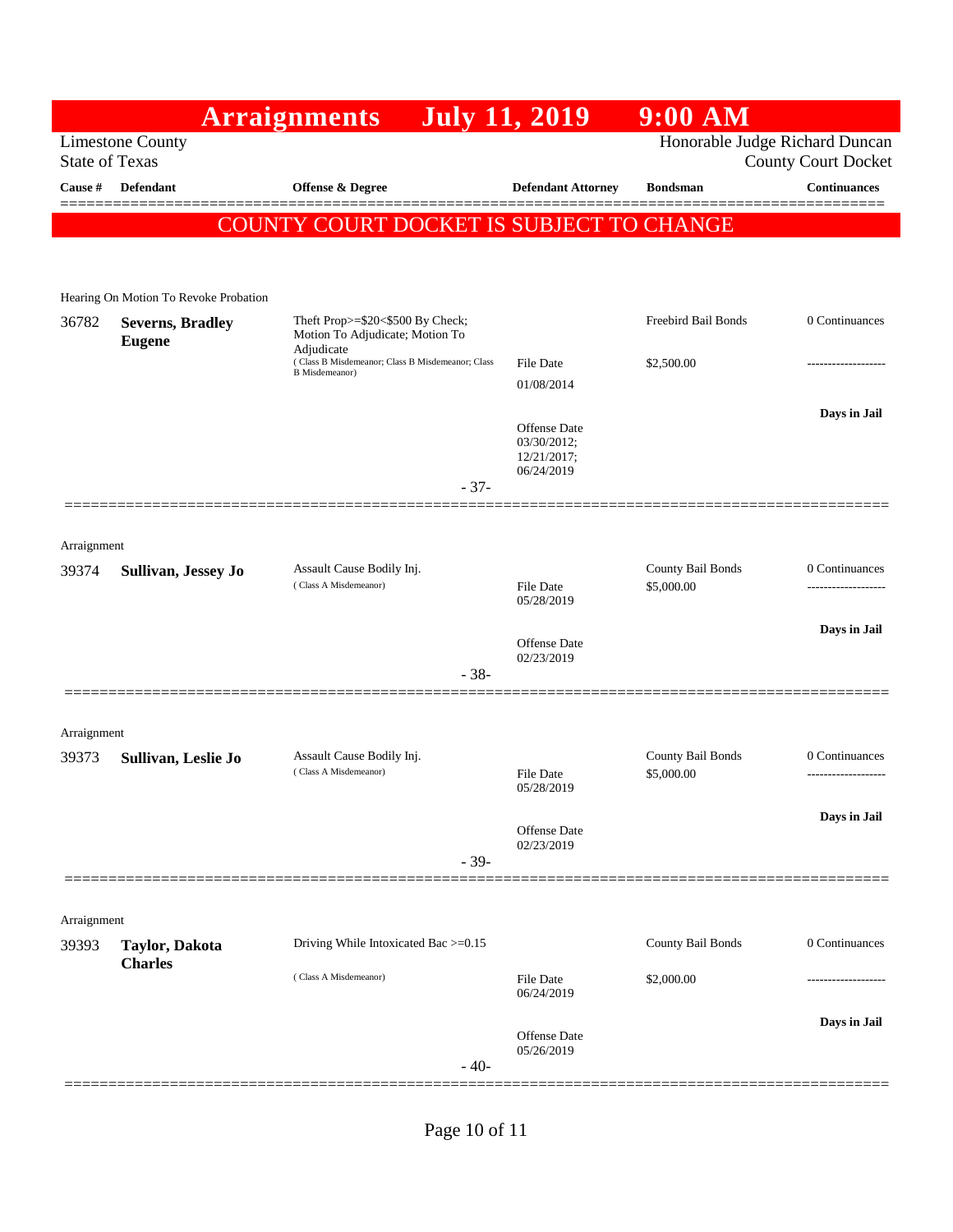# Arraignments July 11, 2019 9:00 AM

Limestone County
State of Texas

Honorable Judge Richard Duncan
County Court Docket

**COUNTY COURT DOCKET IS SUBJECT TO CHANGE**

| Cause # | Defendant | Offense & Degree | Defendant Attorney | Bondsman | Continuances |
|---|---|---|---|---|---|
| Hearing On Motion To Revoke Probation | | | | | |
| 36782 | **Severns, Bradley Eugene** | Theft Prop>=$20<$500 By Check; Motion To Adjudicate; Motion To Adjudicate (Class B Misdemeanor; Class B Misdemeanor; Class B Misdemeanor) | File Date 01/08/2014 | Freebird Bail Bonds $2,500.00 | 0 Continuances |
| | | | Offense Date 03/30/2012; 12/21/2017; 06/24/2019 | | **Days in Jail** |
| | | - 37- | | | |
| Arraignment | | | | | |
| 39374 | **Sullivan, Jessey Jo** | Assault Cause Bodily Inj. (Class A Misdemeanor) | File Date 05/28/2019 | County Bail Bonds $5,000.00 | 0 Continuances |
| | | | Offense Date 02/23/2019 | | **Days in Jail** |
| | | - 38- | | | |
| Arraignment | | | | | |
| 39373 | **Sullivan, Leslie Jo** | Assault Cause Bodily Inj. (Class A Misdemeanor) | File Date 05/28/2019 | County Bail Bonds $5,000.00 | 0 Continuances |
| | | | Offense Date 02/23/2019 | | **Days in Jail** |
| | | - 39- | | | |
| Arraignment | | | | | |
| 39393 | **Taylor, Dakota Charles** | Driving While Intoxicated Bac >=0.15 (Class A Misdemeanor) | File Date 06/24/2019 | County Bail Bonds $2,000.00 | 0 Continuances |
| | | | Offense Date 05/26/2019 | | **Days in Jail** |
| | | - 40- | | | |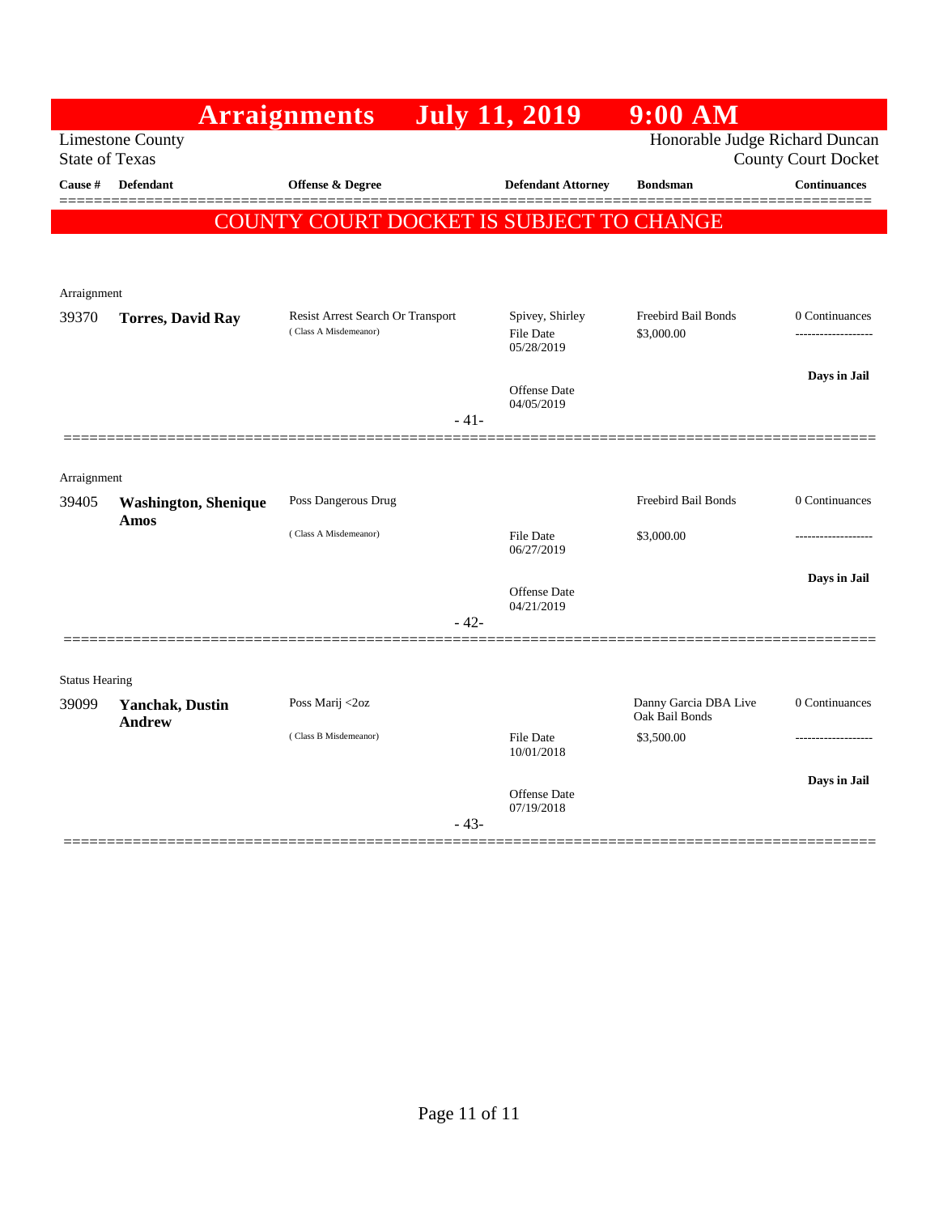# Arraignments July 11, 2019 9:00 AM

Limestone County
State of Texas

Honorable Judge Richard Duncan
County Court Docket

**COUNTY COURT DOCKET IS SUBJECT TO CHANGE**

| Cause # | Defendant | Offense & Degree | Defendant Attorney | Bondsman | Continuances |
|---|---|---|---|---|---|
| Arraignment | | | | | |
| 39370 | **Torres, David Ray** | Resist Arrest Search Or Transport (Class A Misdemeanor) | Spivey, Shirley<br>File Date 05/28/2019<br>Offense Date 04/05/2019 | Freebird Bail Bonds<br>$3,000.00 | 0 Continuances<br>**Days in Jail** |
| | | - 41- | | | |
| Arraignment | | | | | |
| 39405 | **Washington, Shenique Amos** | Poss Dangerous Drug (Class A Misdemeanor) | File Date 06/27/2019<br>Offense Date 04/21/2019 | Freebird Bail Bonds<br>$3,000.00 | 0 Continuances<br>**Days in Jail** |
| | | - 42- | | | |
| Status Hearing | | | | | |
| 39099 | **Yanchak, Dustin Andrew** | Poss Marij <2oz (Class B Misdemeanor) | File Date 10/01/2018<br>Offense Date 07/19/2018 | Danny Garcia DBA Live Oak Bail Bonds<br>$3,500.00 | 0 Continuances<br>**Days in Jail** |
| | | - 43- | | | |